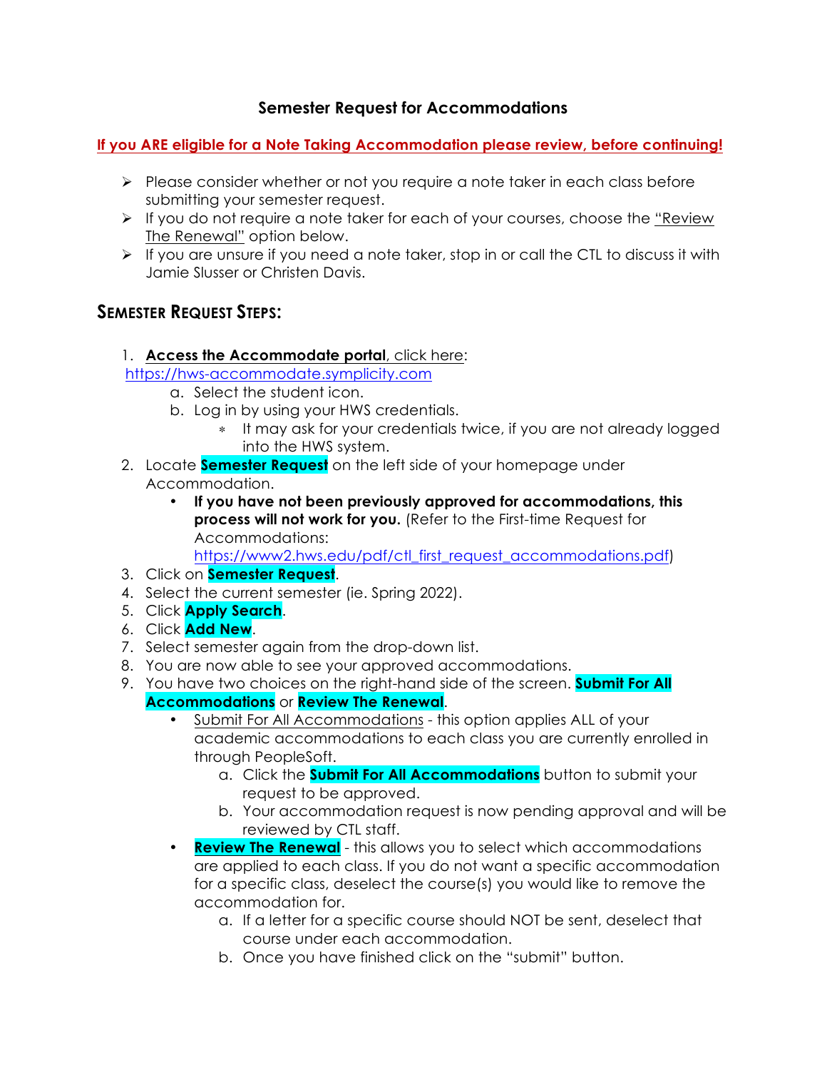## Semester Request for Accommodations

**If you ARE eligible for a Note Taking Accommodation please review, before continuing!**

- Please consider whether or not you require a note taker in each class before submitting your semester request.
- If you do not require a note taker for each of your courses, choose the "Review The Renewal" option below.
- If you are unsure if you need a note taker, stop in or call the CTL to discuss it with Jamie Slusser or Christen Davis.

### SEMESTER REQUEST STEPS:

1. **Access the Accommodate portal**, click here: https://hws-accommodate.symplicity.com
   a. Select the student icon.
   b. Log in by using your HWS credentials.
      - It may ask for your credentials twice, if you are not already logged into the HWS system.
2. Locate **Semester Request** on the left side of your homepage under Accommodation.
   - **If you have not been previously approved for accommodations, this process will not work for you.** (Refer to the First-time Request for Accommodations: https://www2.hws.edu/pdf/ctl_first_request_accommodations.pdf)
3. Click on **Semester Request**.
4. Select the current semester (ie. Spring 2022).
5. Click **Apply Search**.
6. Click **Add New**.
7. Select semester again from the drop-down list.
8. You are now able to see your approved accommodations.
9. You have two choices on the right-hand side of the screen. **Submit For All Accommodations** or **Review The Renewal**.
   - Submit For All Accommodations - this option applies ALL of your academic accommodations to each class you are currently enrolled in through PeopleSoft.
     a. Click the **Submit For All Accommodations** button to submit your request to be approved.
     b. Your accommodation request is now pending approval and will be reviewed by CTL staff.
   - **Review The Renewal** - this allows you to select which accommodations are applied to each class. If you do not want a specific accommodation for a specific class, deselect the course(s) you would like to remove the accommodation for.
     a. If a letter for a specific course should NOT be sent, deselect that course under each accommodation.
     b. Once you have finished click on the "submit" button.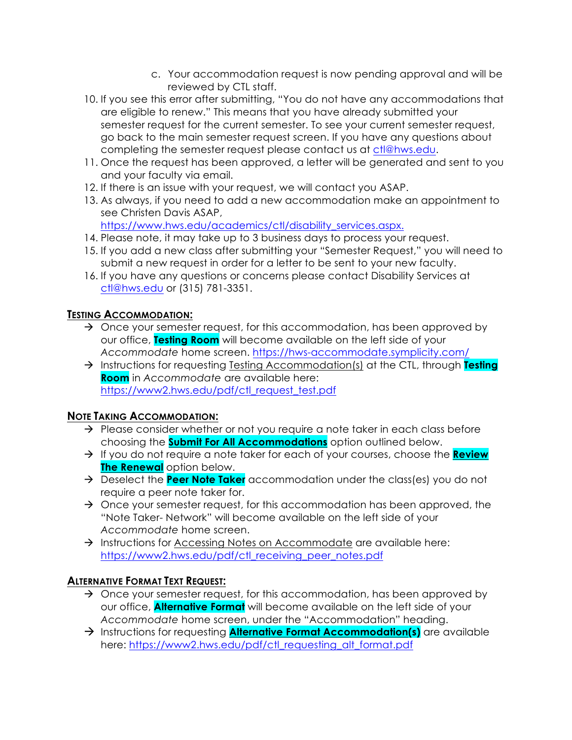c. Your accommodation request is now pending approval and will be reviewed by CTL staff.

10. If you see this error after submitting, "You do not have any accommodations that are eligible to renew." This means that you have already submitted your semester request for the current semester. To see your current semester request, go back to the main semester request screen. If you have any questions about completing the semester request please contact us at ctl@hws.edu.
11. Once the request has been approved, a letter will be generated and sent to you and your faculty via email.
12. If there is an issue with your request, we will contact you ASAP.
13. As always, if you need to add a new accommodation make an appointment to see Christen Davis ASAP, https://www.hws.edu/academics/ctl/disability_services.aspx.
14. Please note, it may take up to 3 business days to process your request.
15. If you add a new class after submitting your "Semester Request," you will need to submit a new request in order for a letter to be sent to your new faculty.
16. If you have any questions or concerns please contact Disability Services at ctl@hws.edu or (315) 781-3351.

## TESTING ACCOMMODATION:

→ Once your semester request, for this accommodation, has been approved by our office, **Testing Room** will become available on the left side of your *Accommodate* home screen. https://hws-accommodate.symplicity.com/

→ Instructions for requesting Testing Accommodation(s) at the CTL, through **Testing Room** in *Accommodate* are available here: https://www2.hws.edu/pdf/ctl_request_test.pdf

## NOTE TAKING ACCOMMODATION:

→ Please consider whether or not you require a note taker in each class before choosing the **Submit For All Accommodations** option outlined below.

→ If you do not require a note taker for each of your courses, choose the **Review The Renewal** option below.

→ Deselect the **Peer Note Taker** accommodation under the class(es) you do not require a peer note taker for.

→ Once your semester request, for this accommodation has been approved, the "Note Taker- Network" will become available on the left side of your *Accommodate* home screen.

→ Instructions for Accessing Notes on Accommodate are available here: https://www2.hws.edu/pdf/ctl_receiving_peer_notes.pdf

## ALTERNATIVE FORMAT TEXT REQUEST:

→ Once your semester request, for this accommodation, has been approved by our office, **Alternative Format** will become available on the left side of your *Accommodate* home screen, under the "Accommodation" heading.

→ Instructions for requesting **Alternative Format Accommodation(s)** are available here: https://www2.hws.edu/pdf/ctl_requesting_alt_format.pdf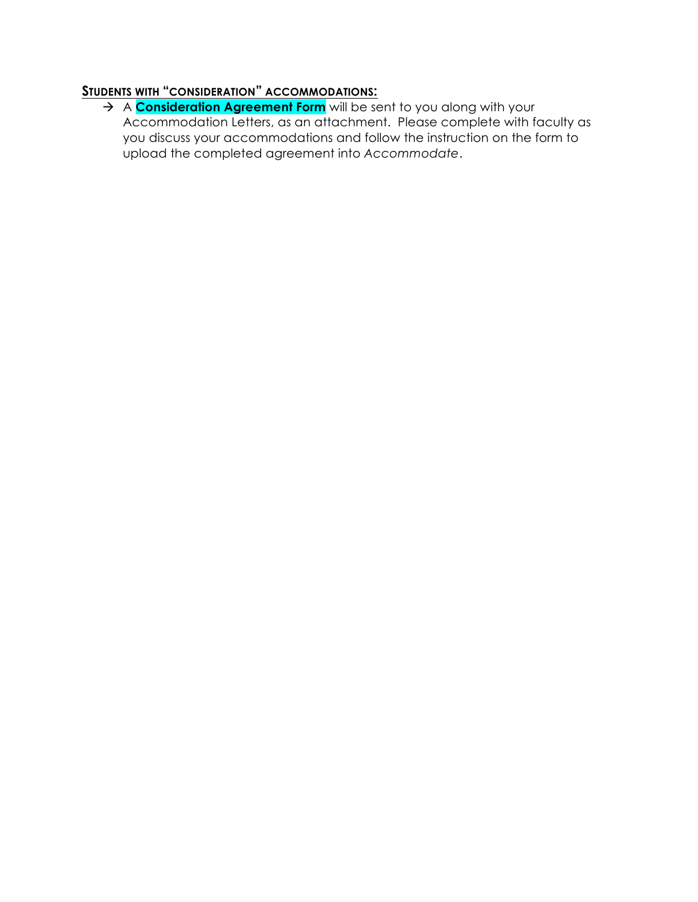**<u>STUDENTS WITH "CONSIDERATION" ACCOMMODATIONS:</u>**

→ A **Consideration Agreement Form** will be sent to you along with your Accommodation Letters, as an attachment. Please complete with faculty as you discuss your accommodations and follow the instruction on the form to upload the completed agreement into *Accommodate*.